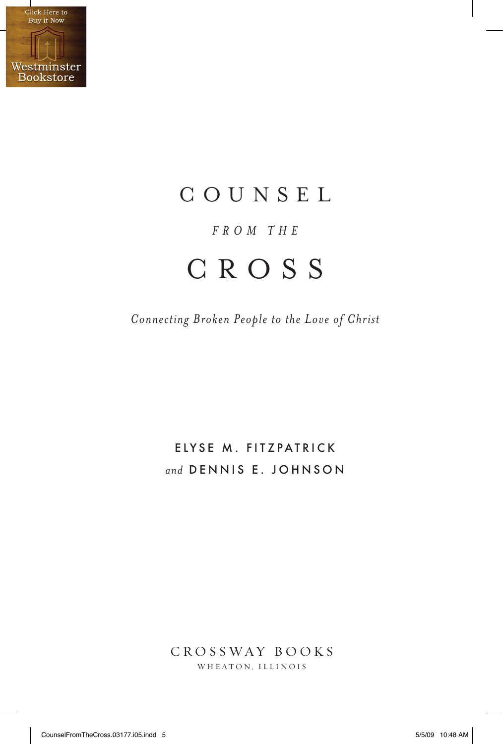# COUNSEL

*FROM THE*

# CROSS

*Connecting Broken People to the Love of Christ*

ELYSE M. FITZPATRICK
*and* DENNIS E. JOHNSON

CROSSWAY BOOKS
WHEATON, ILLINOIS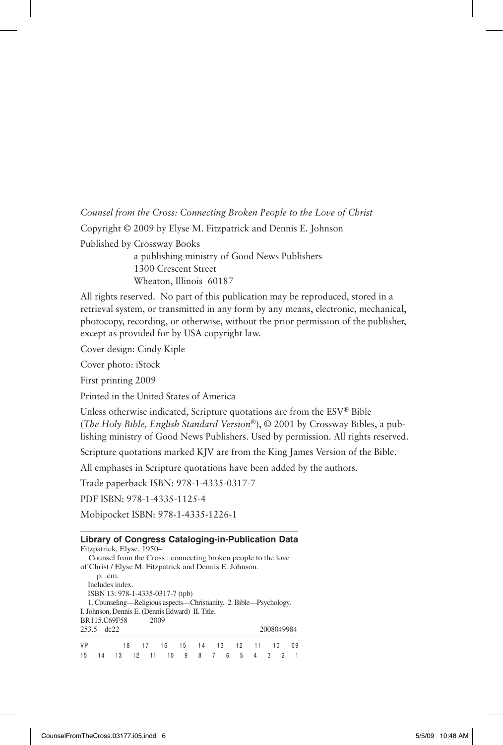*Counsel from the Cross: Connecting Broken People to the Love of Christ*

Copyright © 2009 by Elyse M. Fitzpatrick and Dennis E. Johnson

Published by Crossway Books
a publishing ministry of Good News Publishers
1300 Crescent Street
Wheaton, Illinois 60187

All rights reserved. No part of this publication may be reproduced, stored in a retrieval system, or transmitted in any form by any means, electronic, mechanical, photocopy, recording, or otherwise, without the prior permission of the publisher, except as provided for by USA copyright law.

Cover design: Cindy Kiple

Cover photo: iStock

First printing 2009

Printed in the United States of America

Unless otherwise indicated, Scripture quotations are from the ESV® Bible (*The Holy Bible, English Standard Version®*), © 2001 by Crossway Bibles, a publishing ministry of Good News Publishers. Used by permission. All rights reserved.

Scripture quotations marked KJV are from the King James Version of the Bible.

All emphases in Scripture quotations have been added by the authors.

Trade paperback ISBN: 978-1-4335-0317-7

PDF ISBN: 978-1-4335-1125-4

Mobipocket ISBN: 978-1-4335-1226-1

---

**Library of Congress Cataloging-in-Publication Data**

Fitzpatrick, Elyse, 1950–
Counsel from the Cross : connecting broken people to the love of Christ / Elyse M. Fitzpatrick and Dennis E. Johnson.
p. cm.
Includes index.
ISBN 13: 978-1-4335-0317-7 (tpb)
1. Counseling—Religious aspects—Christianity. 2. Bible—Psychology.
I. Johnson, Dennis E. (Dennis Edward) II. Title.
BR115.C69F58 2009
253.5—dc22 2008049984

---

VP 18 17 16 15 14 13 12 11 10 09
15 14 13 12 11 10 9 8 7 6 5 4 3 2 1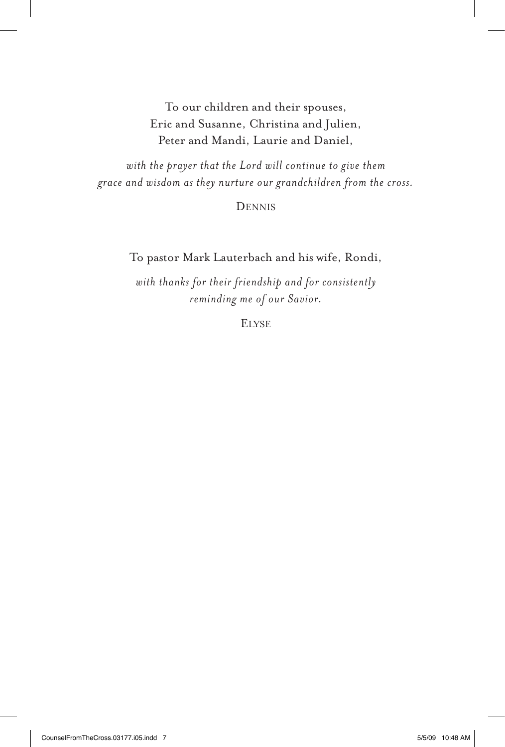To our children and their spouses,  
Eric and Susanne, Christina and Julien,  
Peter and Mandi, Laurie and Daniel,

*with the prayer that the Lord will continue to give them grace and wisdom as they nurture our grandchildren from the cross.*

DENNIS

To pastor Mark Lauterbach and his wife, Rondi,

*with thanks for their friendship and for consistently reminding me of our Savior.*

ELYSE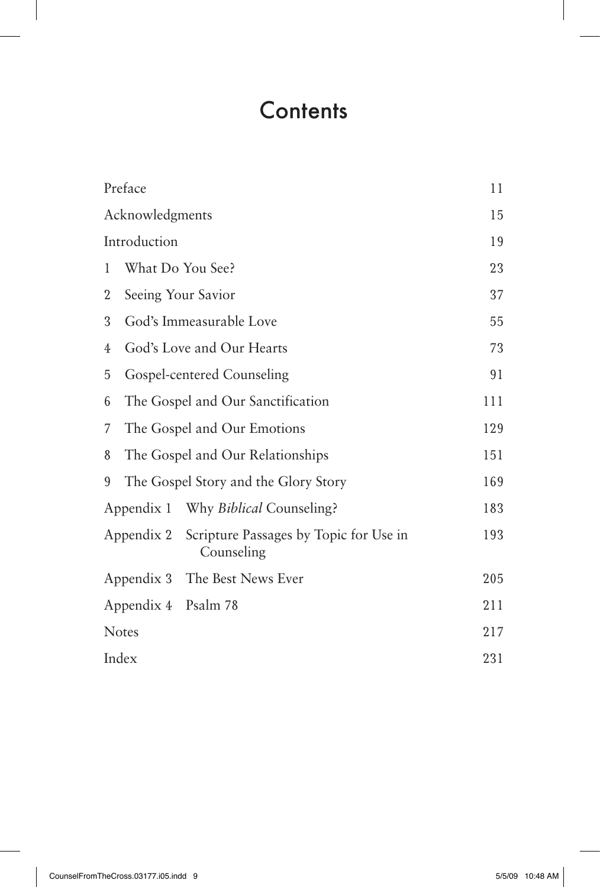# Contents

| | |
|---|---|
| Preface | 11 |
| Acknowledgments | 15 |
| Introduction | 19 |
| 1 What Do You See? | 23 |
| 2 Seeing Your Savior | 37 |
| 3 God's Immeasurable Love | 55 |
| 4 God's Love and Our Hearts | 73 |
| 5 Gospel-centered Counseling | 91 |
| 6 The Gospel and Our Sanctification | 111 |
| 7 The Gospel and Our Emotions | 129 |
| 8 The Gospel and Our Relationships | 151 |
| 9 The Gospel Story and the Glory Story | 169 |
| Appendix 1 Why *Biblical* Counseling? | 183 |
| Appendix 2 Scripture Passages by Topic for Use in Counseling | 193 |
| Appendix 3 The Best News Ever | 205 |
| Appendix 4 Psalm 78 | 211 |
| Notes | 217 |
| Index | 231 |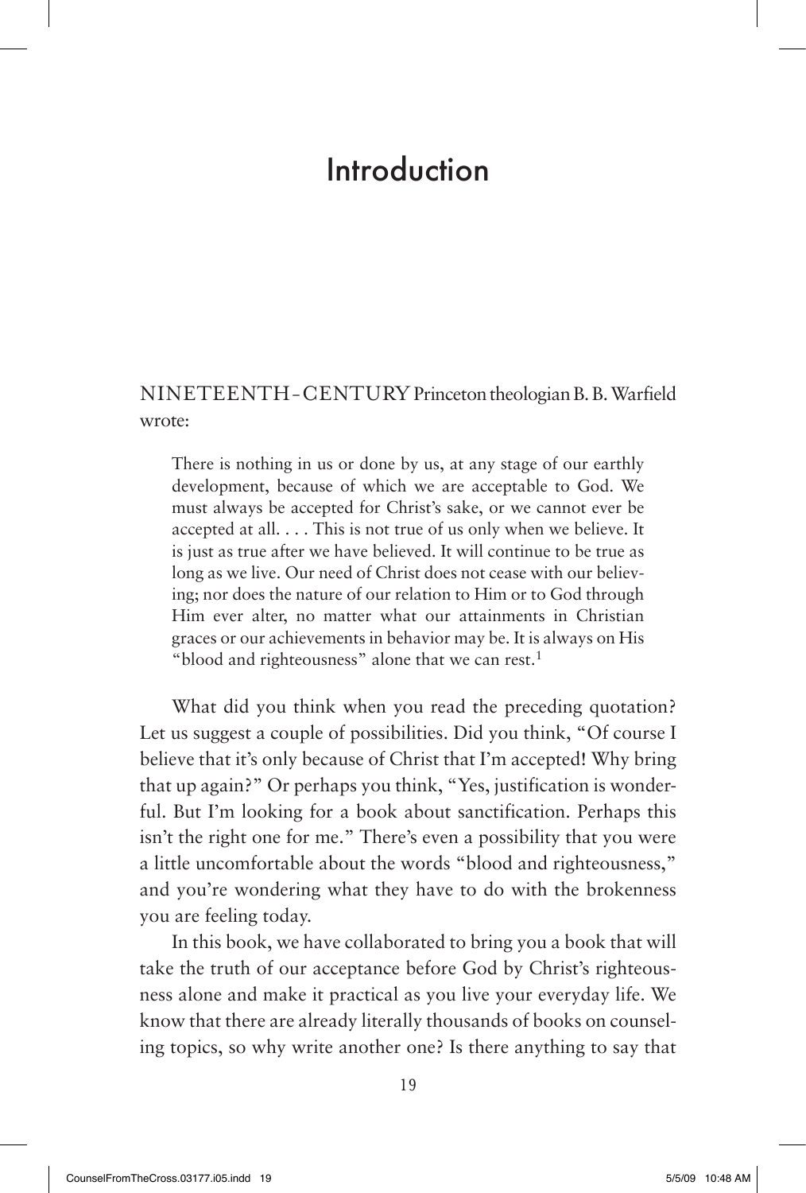# Introduction

NINETEENTH-CENTURY Princeton theologian B. B. Warfield wrote:

> There is nothing in us or done by us, at any stage of our earthly development, because of which we are acceptable to God. We must always be accepted for Christ's sake, or we cannot ever be accepted at all. . . . This is not true of us only when we believe. It is just as true after we have believed. It will continue to be true as long as we live. Our need of Christ does not cease with our believing; nor does the nature of our relation to Him or to God through Him ever alter, no matter what our attainments in Christian graces or our achievements in behavior may be. It is always on His "blood and righteousness" alone that we can rest.[1]

What did you think when you read the preceding quotation? Let us suggest a couple of possibilities. Did you think, "Of course I believe that it's only because of Christ that I'm accepted! Why bring that up again?" Or perhaps you think, "Yes, justification is wonderful. But I'm looking for a book about sanctification. Perhaps this isn't the right one for me." There's even a possibility that you were a little uncomfortable about the words "blood and righteousness," and you're wondering what they have to do with the brokenness you are feeling today.

In this book, we have collaborated to bring you a book that will take the truth of our acceptance before God by Christ's righteousness alone and make it practical as you live your everyday life. We know that there are already literally thousands of books on counseling topics, so why write another one? Is there anything to say that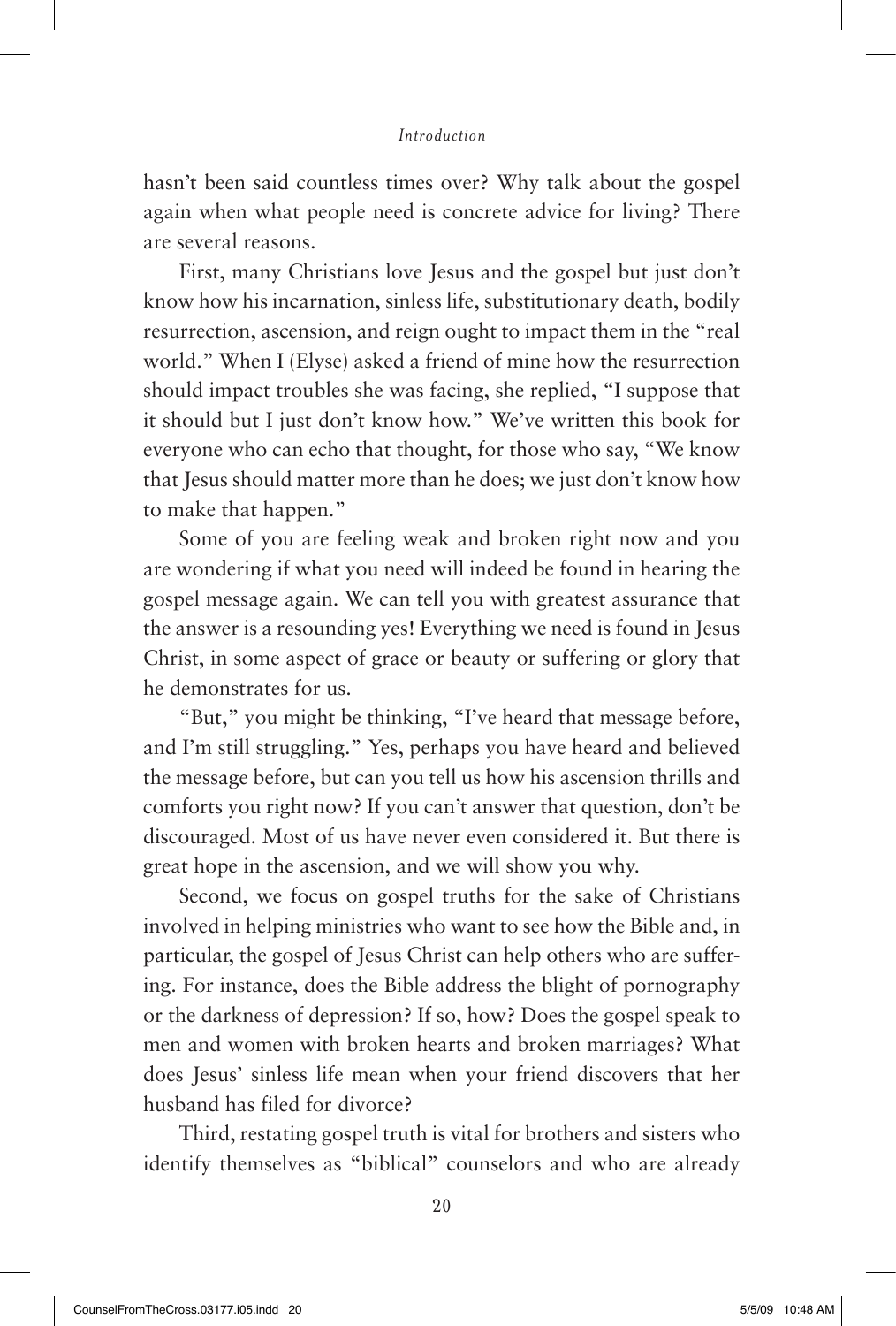hasn't been said countless times over? Why talk about the gospel again when what people need is concrete advice for living? There are several reasons.

First, many Christians love Jesus and the gospel but just don't know how his incarnation, sinless life, substitutionary death, bodily resurrection, ascension, and reign ought to impact them in the "real world." When I (Elyse) asked a friend of mine how the resurrection should impact troubles she was facing, she replied, "I suppose that it should but I just don't know how." We've written this book for everyone who can echo that thought, for those who say, "We know that Jesus should matter more than he does; we just don't know how to make that happen."

Some of you are feeling weak and broken right now and you are wondering if what you need will indeed be found in hearing the gospel message again. We can tell you with greatest assurance that the answer is a resounding yes! Everything we need is found in Jesus Christ, in some aspect of grace or beauty or suffering or glory that he demonstrates for us.

"But," you might be thinking, "I've heard that message before, and I'm still struggling." Yes, perhaps you have heard and believed the message before, but can you tell us how his ascension thrills and comforts you right now? If you can't answer that question, don't be discouraged. Most of us have never even considered it. But there is great hope in the ascension, and we will show you why.

Second, we focus on gospel truths for the sake of Christians involved in helping ministries who want to see how the Bible and, in particular, the gospel of Jesus Christ can help others who are suffering. For instance, does the Bible address the blight of pornography or the darkness of depression? If so, how? Does the gospel speak to men and women with broken hearts and broken marriages? What does Jesus' sinless life mean when your friend discovers that her husband has filed for divorce?

Third, restating gospel truth is vital for brothers and sisters who identify themselves as "biblical" counselors and who are already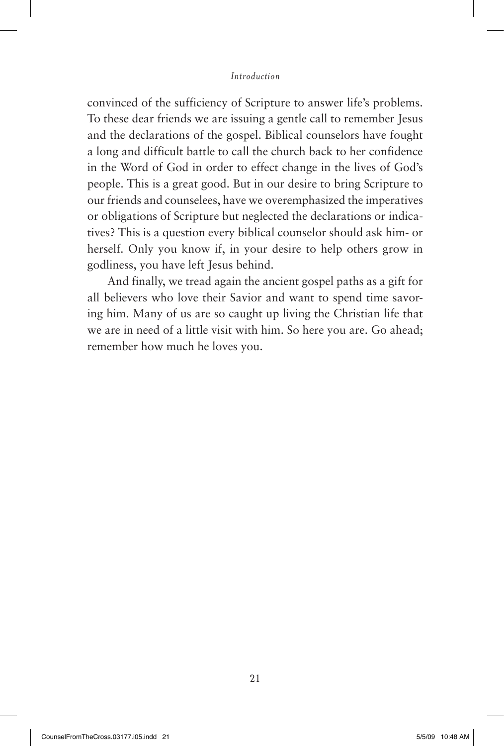convinced of the sufficiency of Scripture to answer life's problems. To these dear friends we are issuing a gentle call to remember Jesus and the declarations of the gospel. Biblical counselors have fought a long and difficult battle to call the church back to her confidence in the Word of God in order to effect change in the lives of God's people. This is a great good. But in our desire to bring Scripture to our friends and counselees, have we overemphasized the imperatives or obligations of Scripture but neglected the declarations or indicatives? This is a question every biblical counselor should ask him- or herself. Only you know if, in your desire to help others grow in godliness, you have left Jesus behind.

And finally, we tread again the ancient gospel paths as a gift for all believers who love their Savior and want to spend time savoring him. Many of us are so caught up living the Christian life that we are in need of a little visit with him. So here you are. Go ahead; remember how much he loves you.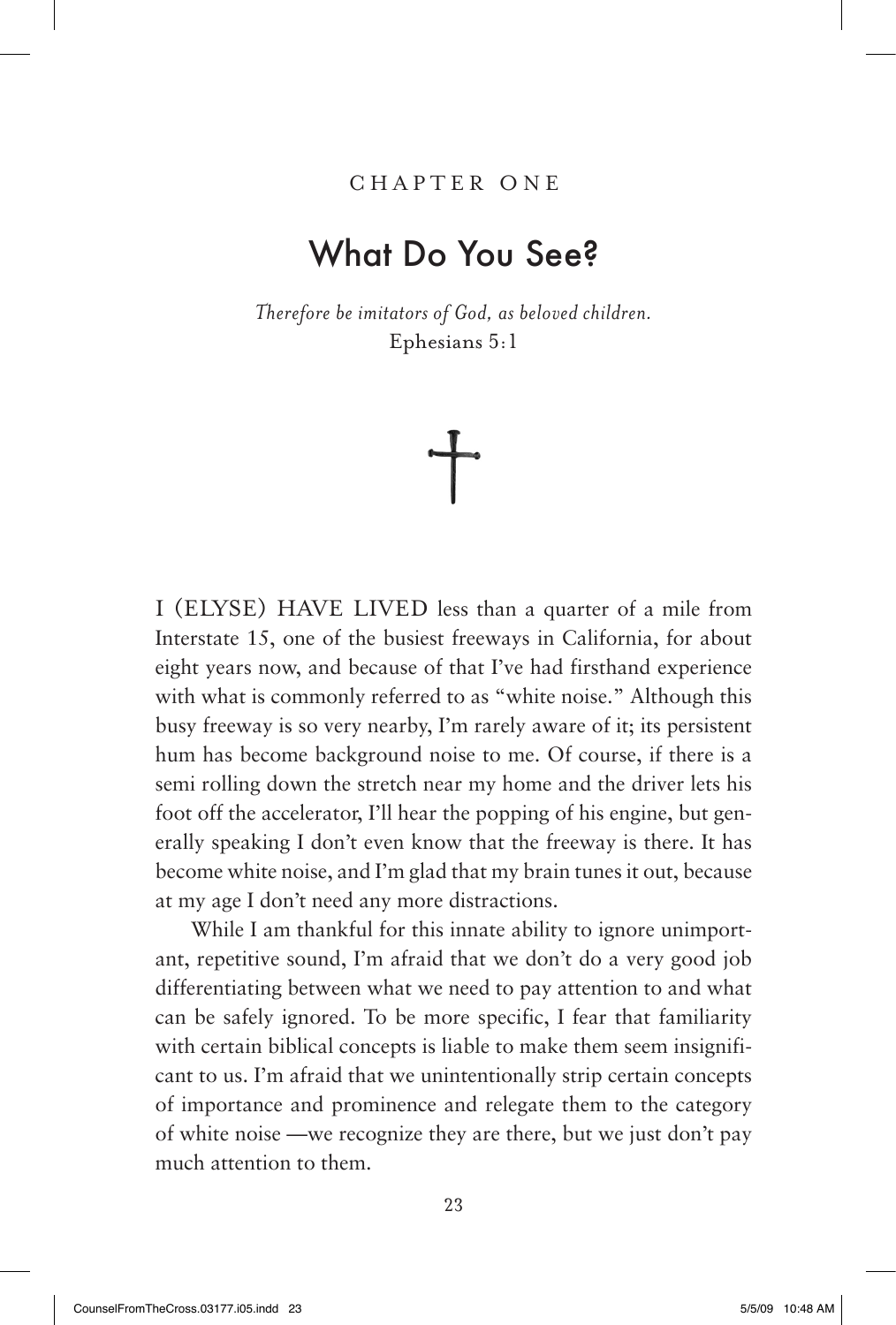CHAPTER ONE

# What Do You See?

*Therefore be imitators of God, as beloved children.*
Ephesians 5:1

I (ELYSE) HAVE LIVED less than a quarter of a mile from Interstate 15, one of the busiest freeways in California, for about eight years now, and because of that I've had firsthand experience with what is commonly referred to as "white noise." Although this busy freeway is so very nearby, I'm rarely aware of it; its persistent hum has become background noise to me. Of course, if there is a semi rolling down the stretch near my home and the driver lets his foot off the accelerator, I'll hear the popping of his engine, but generally speaking I don't even know that the freeway is there. It has become white noise, and I'm glad that my brain tunes it out, because at my age I don't need any more distractions.

While I am thankful for this innate ability to ignore unimportant, repetitive sound, I'm afraid that we don't do a very good job differentiating between what we need to pay attention to and what can be safely ignored. To be more specific, I fear that familiarity with certain biblical concepts is liable to make them seem insignificant to us. I'm afraid that we unintentionally strip certain concepts of importance and prominence and relegate them to the category of white noise —we recognize they are there, but we just don't pay much attention to them.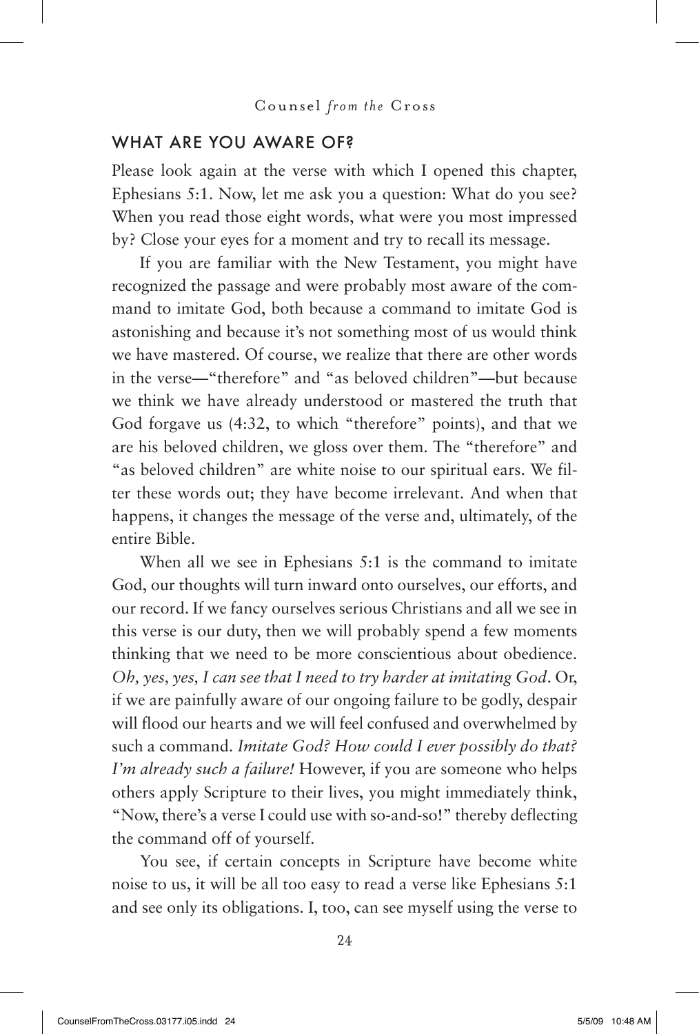## WHAT ARE YOU AWARE OF?

Please look again at the verse with which I opened this chapter, Ephesians 5:1. Now, let me ask you a question: What do you see? When you read those eight words, what were you most impressed by? Close your eyes for a moment and try to recall its message.

If you are familiar with the New Testament, you might have recognized the passage and were probably most aware of the command to imitate God, both because a command to imitate God is astonishing and because it's not something most of us would think we have mastered. Of course, we realize that there are other words in the verse—"therefore" and "as beloved children"—but because we think we have already understood or mastered the truth that God forgave us (4:32, to which "therefore" points), and that we are his beloved children, we gloss over them. The "therefore" and "as beloved children" are white noise to our spiritual ears. We filter these words out; they have become irrelevant. And when that happens, it changes the message of the verse and, ultimately, of the entire Bible.

When all we see in Ephesians 5:1 is the command to imitate God, our thoughts will turn inward onto ourselves, our efforts, and our record. If we fancy ourselves serious Christians and all we see in this verse is our duty, then we will probably spend a few moments thinking that we need to be more conscientious about obedience. *Oh, yes, yes, I can see that I need to try harder at imitating God*. Or, if we are painfully aware of our ongoing failure to be godly, despair will flood our hearts and we will feel confused and overwhelmed by such a command. *Imitate God? How could I ever possibly do that? I'm already such a failure!* However, if you are someone who helps others apply Scripture to their lives, you might immediately think, "Now, there's a verse I could use with so-and-so!" thereby deflecting the command off of yourself.

You see, if certain concepts in Scripture have become white noise to us, it will be all too easy to read a verse like Ephesians 5:1 and see only its obligations. I, too, can see myself using the verse to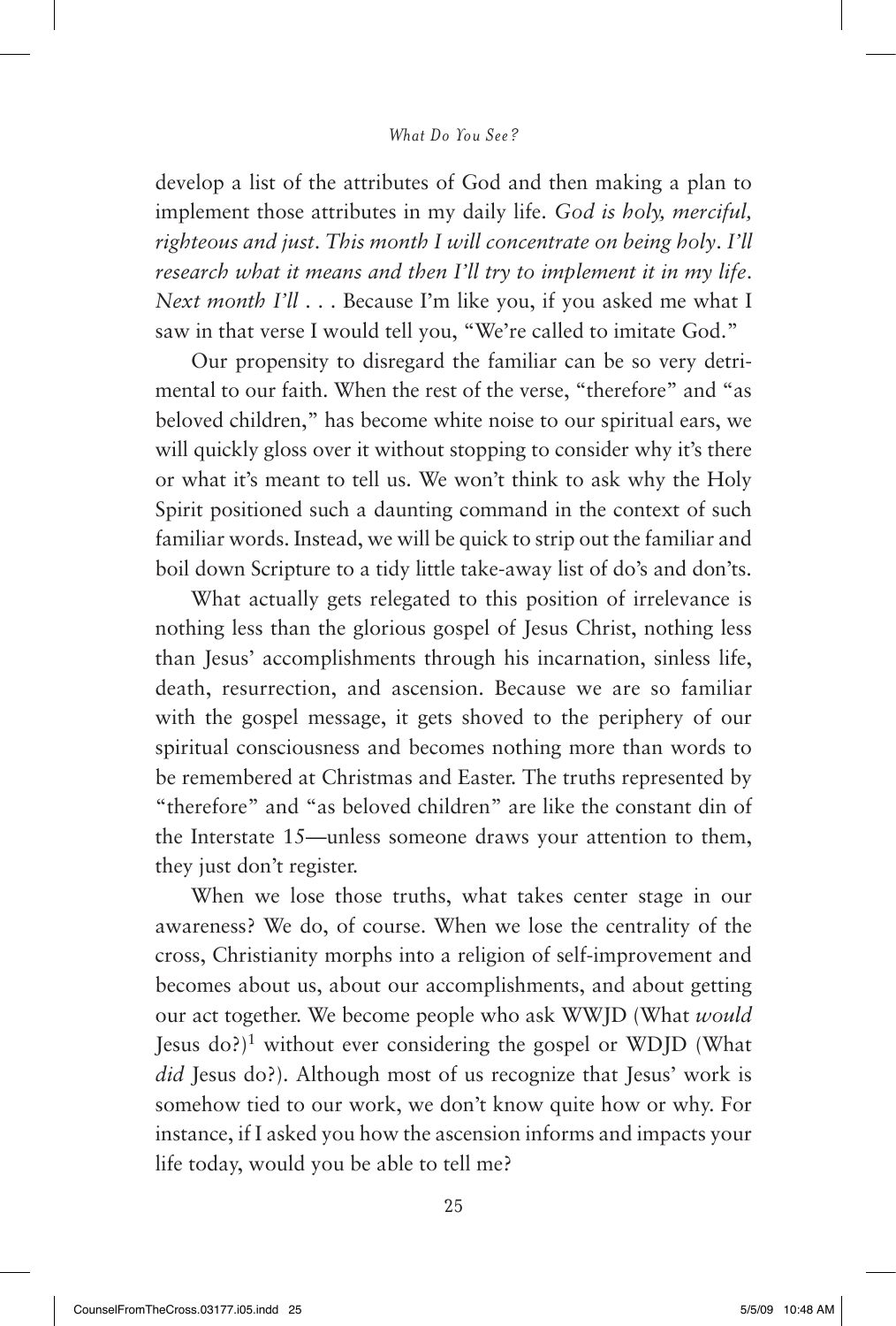develop a list of the attributes of God and then making a plan to implement those attributes in my daily life. *God is holy, merciful, righteous and just. This month I will concentrate on being holy. I'll research what it means and then I'll try to implement it in my life. Next month I'll* . . . Because I'm like you, if you asked me what I saw in that verse I would tell you, "We're called to imitate God."

Our propensity to disregard the familiar can be so very detrimental to our faith. When the rest of the verse, "therefore" and "as beloved children," has become white noise to our spiritual ears, we will quickly gloss over it without stopping to consider why it's there or what it's meant to tell us. We won't think to ask why the Holy Spirit positioned such a daunting command in the context of such familiar words. Instead, we will be quick to strip out the familiar and boil down Scripture to a tidy little take-away list of do's and don'ts.

What actually gets relegated to this position of irrelevance is nothing less than the glorious gospel of Jesus Christ, nothing less than Jesus' accomplishments through his incarnation, sinless life, death, resurrection, and ascension. Because we are so familiar with the gospel message, it gets shoved to the periphery of our spiritual consciousness and becomes nothing more than words to be remembered at Christmas and Easter. The truths represented by "therefore" and "as beloved children" are like the constant din of the Interstate 15—unless someone draws your attention to them, they just don't register.

When we lose those truths, what takes center stage in our awareness? We do, of course. When we lose the centrality of the cross, Christianity morphs into a religion of self-improvement and becomes about us, about our accomplishments, and about getting our act together. We become people who ask WWJD (What *would* Jesus do?)[1] without ever considering the gospel or WDJD (What *did* Jesus do?). Although most of us recognize that Jesus' work is somehow tied to our work, we don't know quite how or why. For instance, if I asked you how the ascension informs and impacts your life today, would you be able to tell me?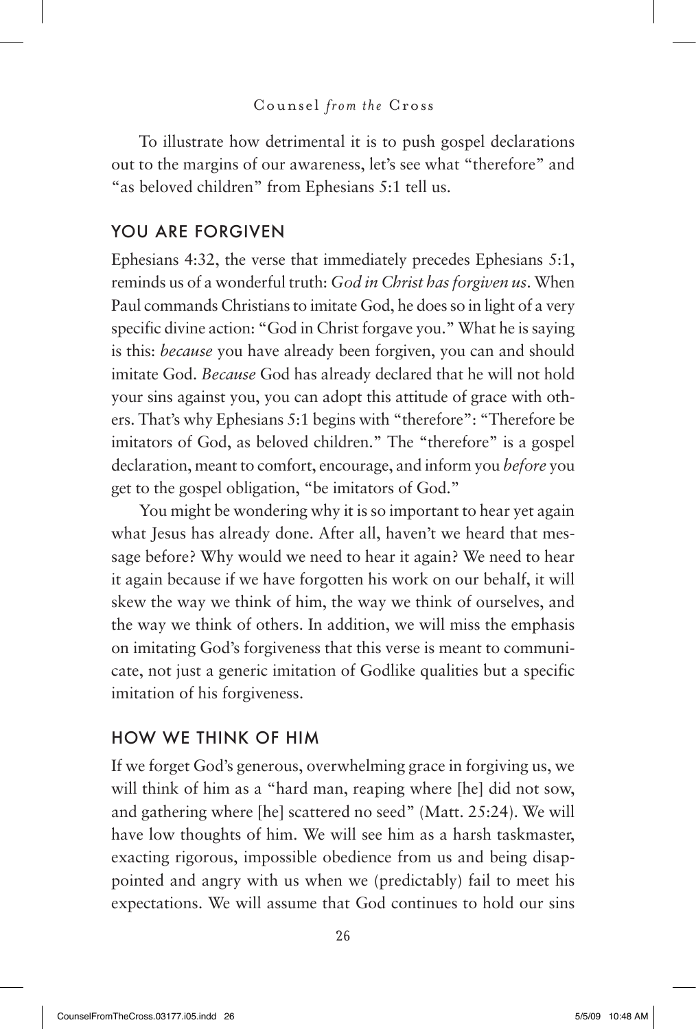To illustrate how detrimental it is to push gospel declarations out to the margins of our awareness, let's see what "therefore" and "as beloved children" from Ephesians 5:1 tell us.

## YOU ARE FORGIVEN

Ephesians 4:32, the verse that immediately precedes Ephesians 5:1, reminds us of a wonderful truth: *God in Christ has forgiven us*. When Paul commands Christians to imitate God, he does so in light of a very specific divine action: "God in Christ forgave you." What he is saying is this: *because* you have already been forgiven, you can and should imitate God. *Because* God has already declared that he will not hold your sins against you, you can adopt this attitude of grace with others. That's why Ephesians 5:1 begins with "therefore": "Therefore be imitators of God, as beloved children." The "therefore" is a gospel declaration, meant to comfort, encourage, and inform you *before* you get to the gospel obligation, "be imitators of God."

You might be wondering why it is so important to hear yet again what Jesus has already done. After all, haven't we heard that message before? Why would we need to hear it again? We need to hear it again because if we have forgotten his work on our behalf, it will skew the way we think of him, the way we think of ourselves, and the way we think of others. In addition, we will miss the emphasis on imitating God's forgiveness that this verse is meant to communicate, not just a generic imitation of Godlike qualities but a specific imitation of his forgiveness.

## HOW WE THINK OF HIM

If we forget God's generous, overwhelming grace in forgiving us, we will think of him as a "hard man, reaping where [he] did not sow, and gathering where [he] scattered no seed" (Matt. 25:24). We will have low thoughts of him. We will see him as a harsh taskmaster, exacting rigorous, impossible obedience from us and being disappointed and angry with us when we (predictably) fail to meet his expectations. We will assume that God continues to hold our sins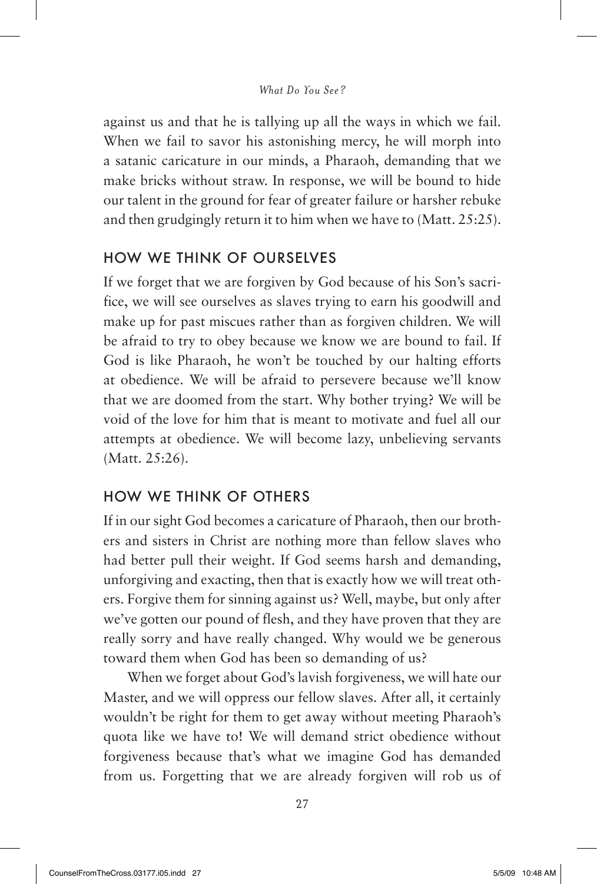against us and that he is tallying up all the ways in which we fail. When we fail to savor his astonishing mercy, he will morph into a satanic caricature in our minds, a Pharaoh, demanding that we make bricks without straw. In response, we will be bound to hide our talent in the ground for fear of greater failure or harsher rebuke and then grudgingly return it to him when we have to (Matt. 25:25).

## HOW WE THINK OF OURSELVES

If we forget that we are forgiven by God because of his Son's sacrifice, we will see ourselves as slaves trying to earn his goodwill and make up for past miscues rather than as forgiven children. We will be afraid to try to obey because we know we are bound to fail. If God is like Pharaoh, he won't be touched by our halting efforts at obedience. We will be afraid to persevere because we'll know that we are doomed from the start. Why bother trying? We will be void of the love for him that is meant to motivate and fuel all our attempts at obedience. We will become lazy, unbelieving servants (Matt. 25:26).

## HOW WE THINK OF OTHERS

If in our sight God becomes a caricature of Pharaoh, then our brothers and sisters in Christ are nothing more than fellow slaves who had better pull their weight. If God seems harsh and demanding, unforgiving and exacting, then that is exactly how we will treat others. Forgive them for sinning against us? Well, maybe, but only after we've gotten our pound of flesh, and they have proven that they are really sorry and have really changed. Why would we be generous toward them when God has been so demanding of us?

When we forget about God's lavish forgiveness, we will hate our Master, and we will oppress our fellow slaves. After all, it certainly wouldn't be right for them to get away without meeting Pharaoh's quota like we have to! We will demand strict obedience without forgiveness because that's what we imagine God has demanded from us. Forgetting that we are already forgiven will rob us of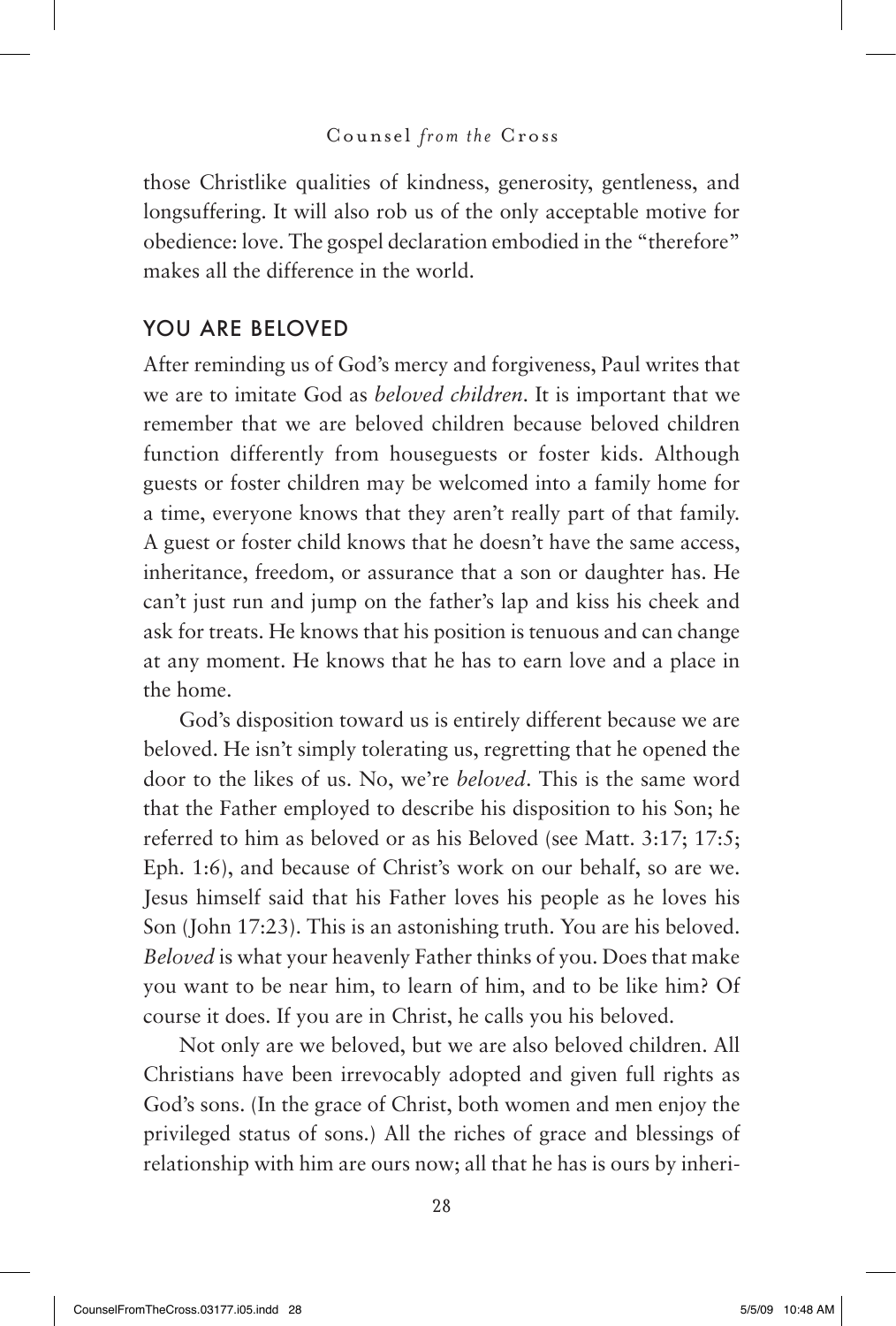those Christlike qualities of kindness, generosity, gentleness, and longsuffering. It will also rob us of the only acceptable motive for obedience: love. The gospel declaration embodied in the "therefore" makes all the difference in the world.

## YOU ARE BELOVED

After reminding us of God's mercy and forgiveness, Paul writes that we are to imitate God as *beloved children*. It is important that we remember that we are beloved children because beloved children function differently from houseguests or foster kids. Although guests or foster children may be welcomed into a family home for a time, everyone knows that they aren't really part of that family. A guest or foster child knows that he doesn't have the same access, inheritance, freedom, or assurance that a son or daughter has. He can't just run and jump on the father's lap and kiss his cheek and ask for treats. He knows that his position is tenuous and can change at any moment. He knows that he has to earn love and a place in the home.

God's disposition toward us is entirely different because we are beloved. He isn't simply tolerating us, regretting that he opened the door to the likes of us. No, we're *beloved*. This is the same word that the Father employed to describe his disposition to his Son; he referred to him as beloved or as his Beloved (see Matt. 3:17; 17:5; Eph. 1:6), and because of Christ's work on our behalf, so are we. Jesus himself said that his Father loves his people as he loves his Son (John 17:23). This is an astonishing truth. You are his beloved. *Beloved* is what your heavenly Father thinks of you. Does that make you want to be near him, to learn of him, and to be like him? Of course it does. If you are in Christ, he calls you his beloved.

Not only are we beloved, but we are also beloved children. All Christians have been irrevocably adopted and given full rights as God's sons. (In the grace of Christ, both women and men enjoy the privileged status of sons.) All the riches of grace and blessings of relationship with him are ours now; all that he has is ours by inheri-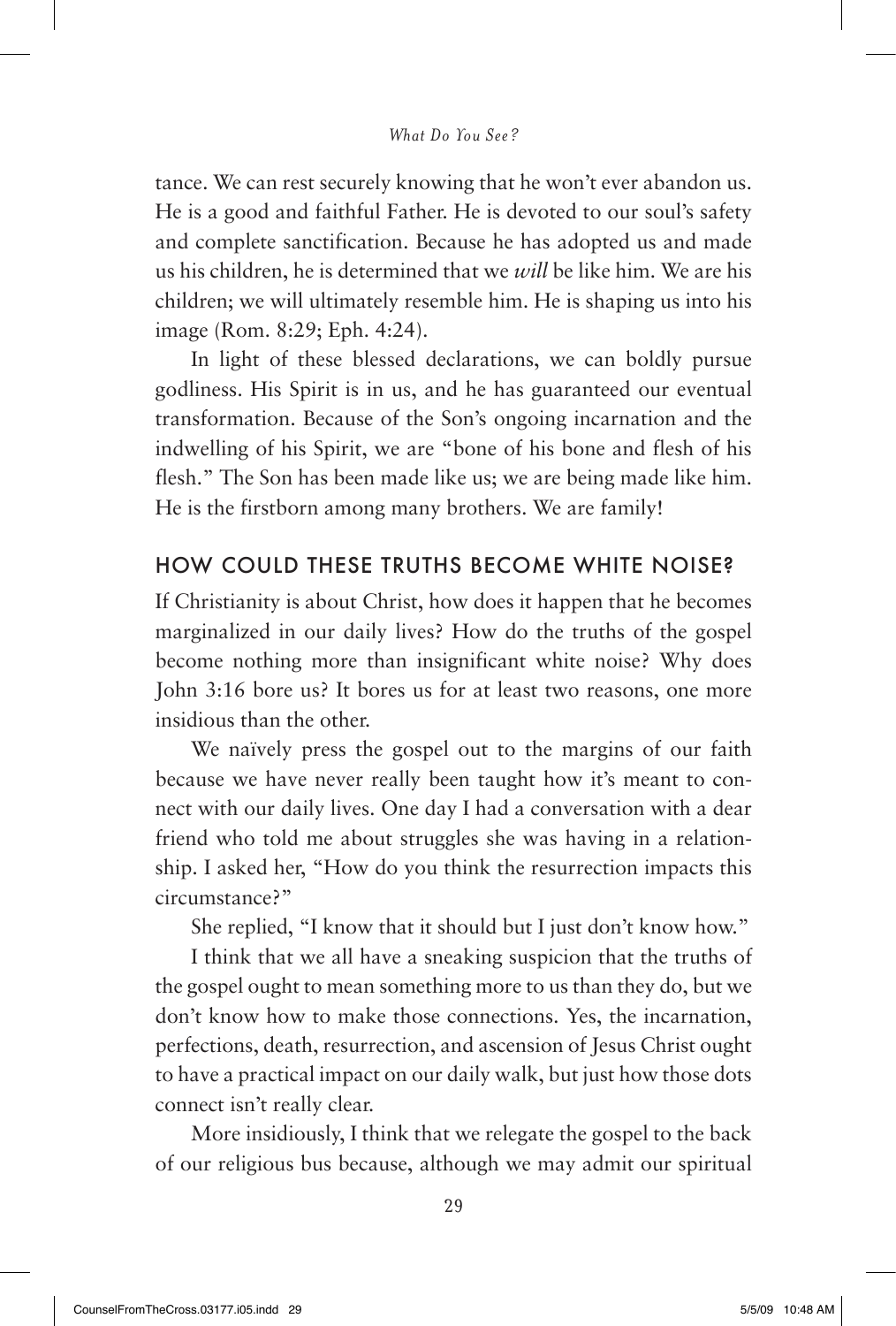tance. We can rest securely knowing that he won't ever abandon us. He is a good and faithful Father. He is devoted to our soul's safety and complete sanctification. Because he has adopted us and made us his children, he is determined that we *will* be like him. We are his children; we will ultimately resemble him. He is shaping us into his image (Rom. 8:29; Eph. 4:24).

In light of these blessed declarations, we can boldly pursue godliness. His Spirit is in us, and he has guaranteed our eventual transformation. Because of the Son's ongoing incarnation and the indwelling of his Spirit, we are "bone of his bone and flesh of his flesh." The Son has been made like us; we are being made like him. He is the firstborn among many brothers. We are family!

## HOW COULD THESE TRUTHS BECOME WHITE NOISE?

If Christianity is about Christ, how does it happen that he becomes marginalized in our daily lives? How do the truths of the gospel become nothing more than insignificant white noise? Why does John 3:16 bore us? It bores us for at least two reasons, one more insidious than the other.

We naïvely press the gospel out to the margins of our faith because we have never really been taught how it's meant to connect with our daily lives. One day I had a conversation with a dear friend who told me about struggles she was having in a relationship. I asked her, "How do you think the resurrection impacts this circumstance?"

She replied, "I know that it should but I just don't know how."

I think that we all have a sneaking suspicion that the truths of the gospel ought to mean something more to us than they do, but we don't know how to make those connections. Yes, the incarnation, perfections, death, resurrection, and ascension of Jesus Christ ought to have a practical impact on our daily walk, but just how those dots connect isn't really clear.

More insidiously, I think that we relegate the gospel to the back of our religious bus because, although we may admit our spiritual